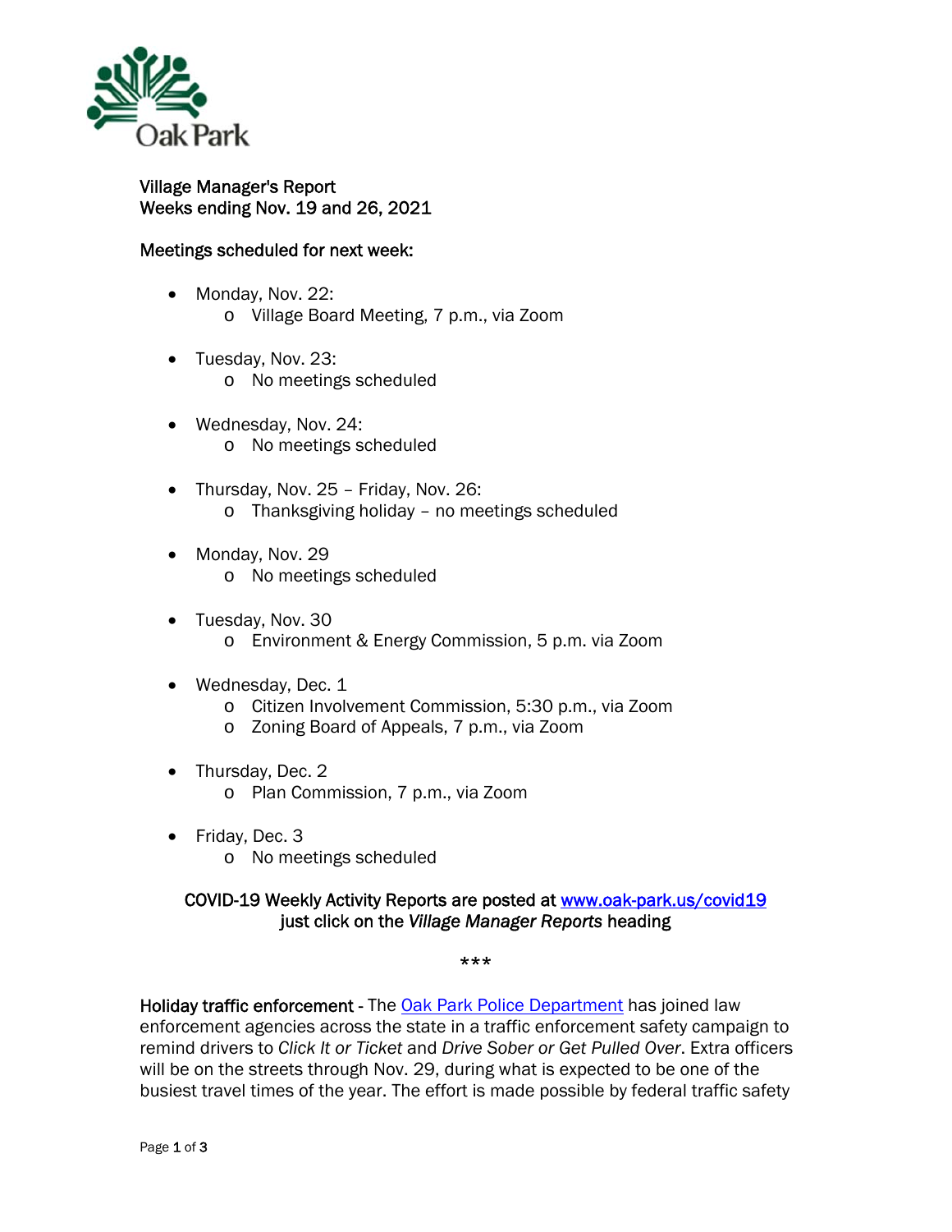Oak Park

Village Manager's Report
Weeks ending Nov. 19 and 26, 2021

Meetings scheduled for next week:

- Monday, Nov. 22:
  - Village Board Meeting, 7 p.m., via Zoom
- Tuesday, Nov. 23:
  - No meetings scheduled
- Wednesday, Nov. 24:
  - No meetings scheduled
- Thursday, Nov. 25 – Friday, Nov. 26:
  - Thanksgiving holiday – no meetings scheduled
- Monday, Nov. 29
  - No meetings scheduled
- Tuesday, Nov. 30
  - Environment & Energy Commission, 5 p.m. via Zoom
- Wednesday, Dec. 1
  - Citizen Involvement Commission, 5:30 p.m., via Zoom
  - Zoning Board of Appeals, 7 p.m., via Zoom
- Thursday, Dec. 2
  - Plan Commission, 7 p.m., via Zoom
- Friday, Dec. 3
  - No meetings scheduled

COVID-19 Weekly Activity Reports are posted at [www.oak-park.us/covid19](www.oak-park.us/covid19) just click on the *Village Manager Reports* heading

***

**Holiday traffic enforcement** - The Oak Park Police Department has joined law enforcement agencies across the state in a traffic enforcement safety campaign to remind drivers to *Click It or Ticket* and *Drive Sober or Get Pulled Over*. Extra officers will be on the streets through Nov. 29, during what is expected to be one of the busiest travel times of the year. The effort is made possible by federal traffic safety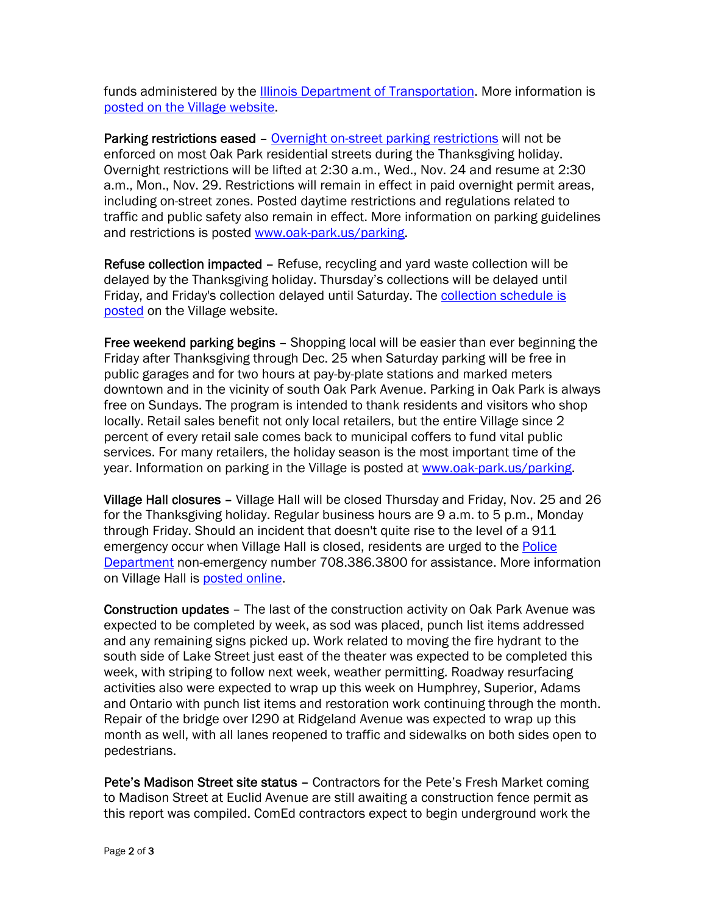funds administered by the [Illinois Department of Transportation](). More information is [posted on the Village website]().

**Parking restrictions eased** – [Overnight on-street parking restrictions]() will not be enforced on most Oak Park residential streets during the Thanksgiving holiday. Overnight restrictions will be lifted at 2:30 a.m., Wed., Nov. 24 and resume at 2:30 a.m., Mon., Nov. 29. Restrictions will remain in effect in paid overnight permit areas, including on-street zones. Posted daytime restrictions and regulations related to traffic and public safety also remain in effect. More information on parking guidelines and restrictions is posted [www.oak-park.us/parking]().

**Refuse collection impacted** – Refuse, recycling and yard waste collection will be delayed by the Thanksgiving holiday. Thursday's collections will be delayed until Friday, and Friday's collection delayed until Saturday. The [collection schedule is posted]() on the Village website.

**Free weekend parking begins** – Shopping local will be easier than ever beginning the Friday after Thanksgiving through Dec. 25 when Saturday parking will be free in public garages and for two hours at pay-by-plate stations and marked meters downtown and in the vicinity of south Oak Park Avenue. Parking in Oak Park is always free on Sundays. The program is intended to thank residents and visitors who shop locally. Retail sales benefit not only local retailers, but the entire Village since 2 percent of every retail sale comes back to municipal coffers to fund vital public services. For many retailers, the holiday season is the most important time of the year. Information on parking in the Village is posted at [www.oak-park.us/parking]().

**Village Hall closures** – Village Hall will be closed Thursday and Friday, Nov. 25 and 26 for the Thanksgiving holiday. Regular business hours are 9 a.m. to 5 p.m., Monday through Friday. Should an incident that doesn't quite rise to the level of a 911 emergency occur when Village Hall is closed, residents are urged to the [Police Department]() non-emergency number 708.386.3800 for assistance. More information on Village Hall is [posted online]().

**Construction updates** – The last of the construction activity on Oak Park Avenue was expected to be completed by week, as sod was placed, punch list items addressed and any remaining signs picked up. Work related to moving the fire hydrant to the south side of Lake Street just east of the theater was expected to be completed this week, with striping to follow next week, weather permitting. Roadway resurfacing activities also were expected to wrap up this week on Humphrey, Superior, Adams and Ontario with punch list items and restoration work continuing through the month. Repair of the bridge over I290 at Ridgeland Avenue was expected to wrap up this month as well, with all lanes reopened to traffic and sidewalks on both sides open to pedestrians.

**Pete's Madison Street site status** – Contractors for the Pete's Fresh Market coming to Madison Street at Euclid Avenue are still awaiting a construction fence permit as this report was compiled. ComEd contractors expect to begin underground work the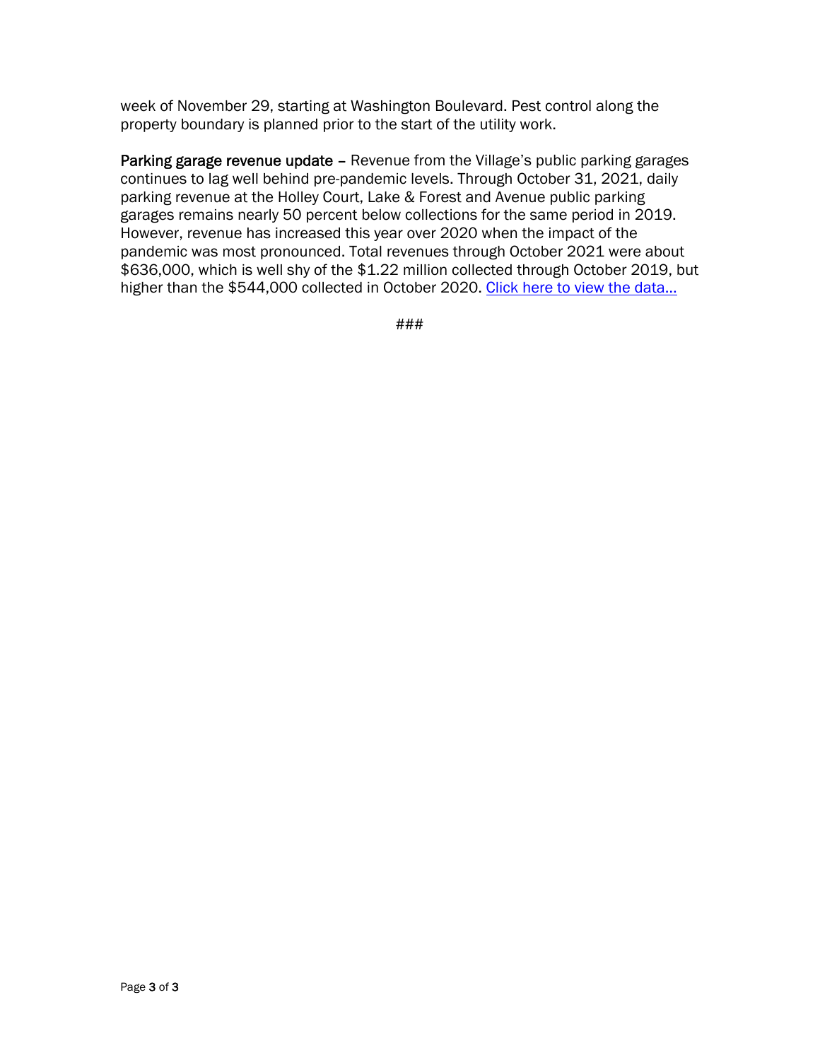week of November 29, starting at Washington Boulevard. Pest control along the property boundary is planned prior to the start of the utility work.

**Parking garage revenue update** – Revenue from the Village's public parking garages continues to lag well behind pre-pandemic levels. Through October 31, 2021, daily parking revenue at the Holley Court, Lake & Forest and Avenue public parking garages remains nearly 50 percent below collections for the same period in 2019. However, revenue has increased this year over 2020 when the impact of the pandemic was most pronounced. Total revenues through October 2021 were about $636,000, which is well shy of the $1.22 million collected through October 2019, but higher than the $544,000 collected in October 2020. Click here to view the data…

###